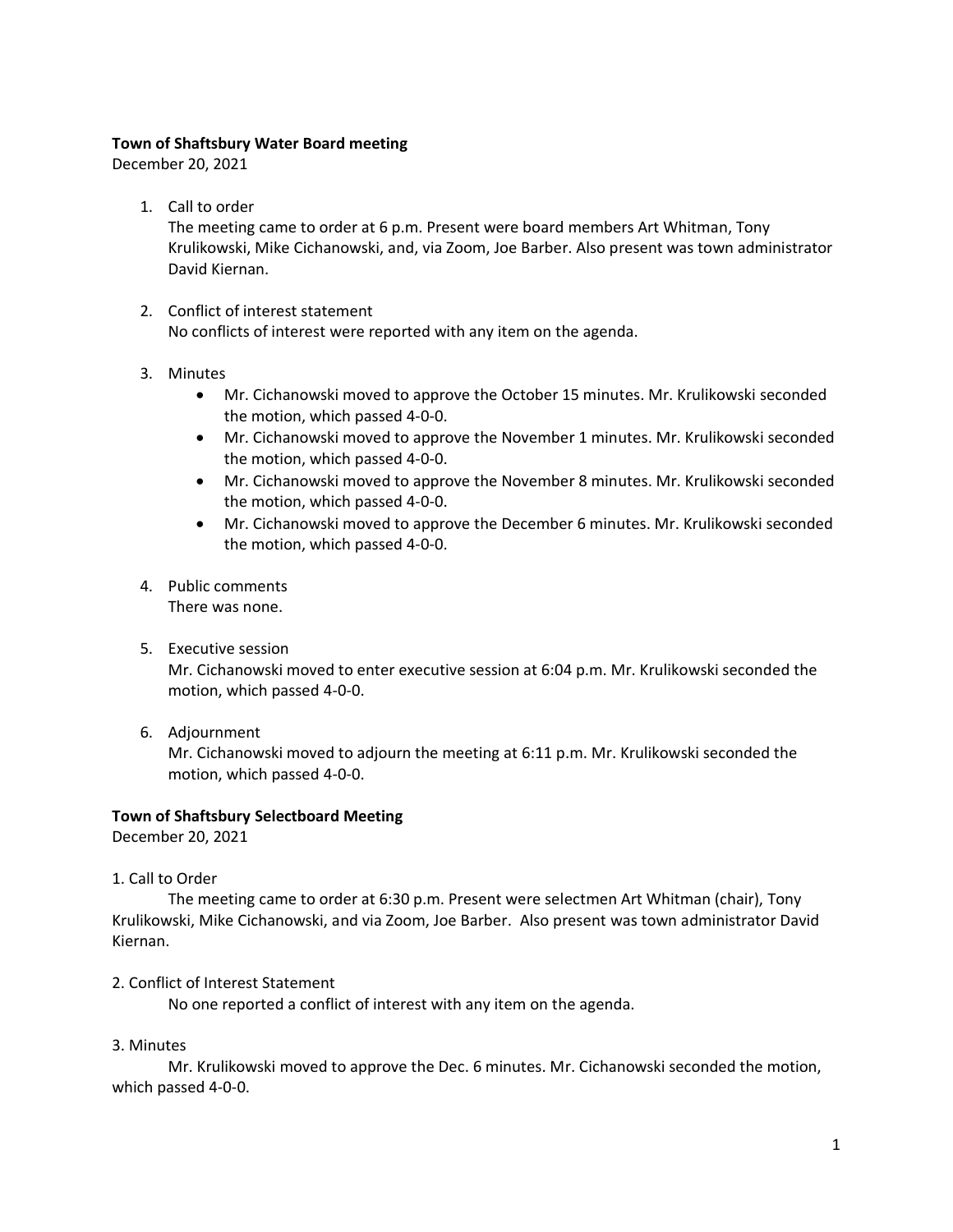**Town of Shaftsbury Water Board meeting**

December 20, 2021

1. Call to order
   The meeting came to order at 6 p.m. Present were board members Art Whitman, Tony Krulikowski, Mike Cichanowski, and, via Zoom, Joe Barber. Also present was town administrator David Kiernan.

2. Conflict of interest statement
   No conflicts of interest were reported with any item on the agenda.

3. Minutes
   - Mr. Cichanowski moved to approve the October 15 minutes. Mr. Krulikowski seconded the motion, which passed 4-0-0.
   - Mr. Cichanowski moved to approve the November 1 minutes. Mr. Krulikowski seconded the motion, which passed 4-0-0.
   - Mr. Cichanowski moved to approve the November 8 minutes. Mr. Krulikowski seconded the motion, which passed 4-0-0.
   - Mr. Cichanowski moved to approve the December 6 minutes. Mr. Krulikowski seconded the motion, which passed 4-0-0.

4. Public comments
   There was none.

5. Executive session
   Mr. Cichanowski moved to enter executive session at 6:04 p.m. Mr. Krulikowski seconded the motion, which passed 4-0-0.

6. Adjournment
   Mr. Cichanowski moved to adjourn the meeting at 6:11 p.m. Mr. Krulikowski seconded the motion, which passed 4-0-0.

**Town of Shaftsbury Selectboard Meeting**

December 20, 2021

1. Call to Order

The meeting came to order at 6:30 p.m. Present were selectmen Art Whitman (chair), Tony Krulikowski, Mike Cichanowski, and via Zoom, Joe Barber. Also present was town administrator David Kiernan.

2. Conflict of Interest Statement

No one reported a conflict of interest with any item on the agenda.

3. Minutes

Mr. Krulikowski moved to approve the Dec. 6 minutes. Mr. Cichanowski seconded the motion, which passed 4-0-0.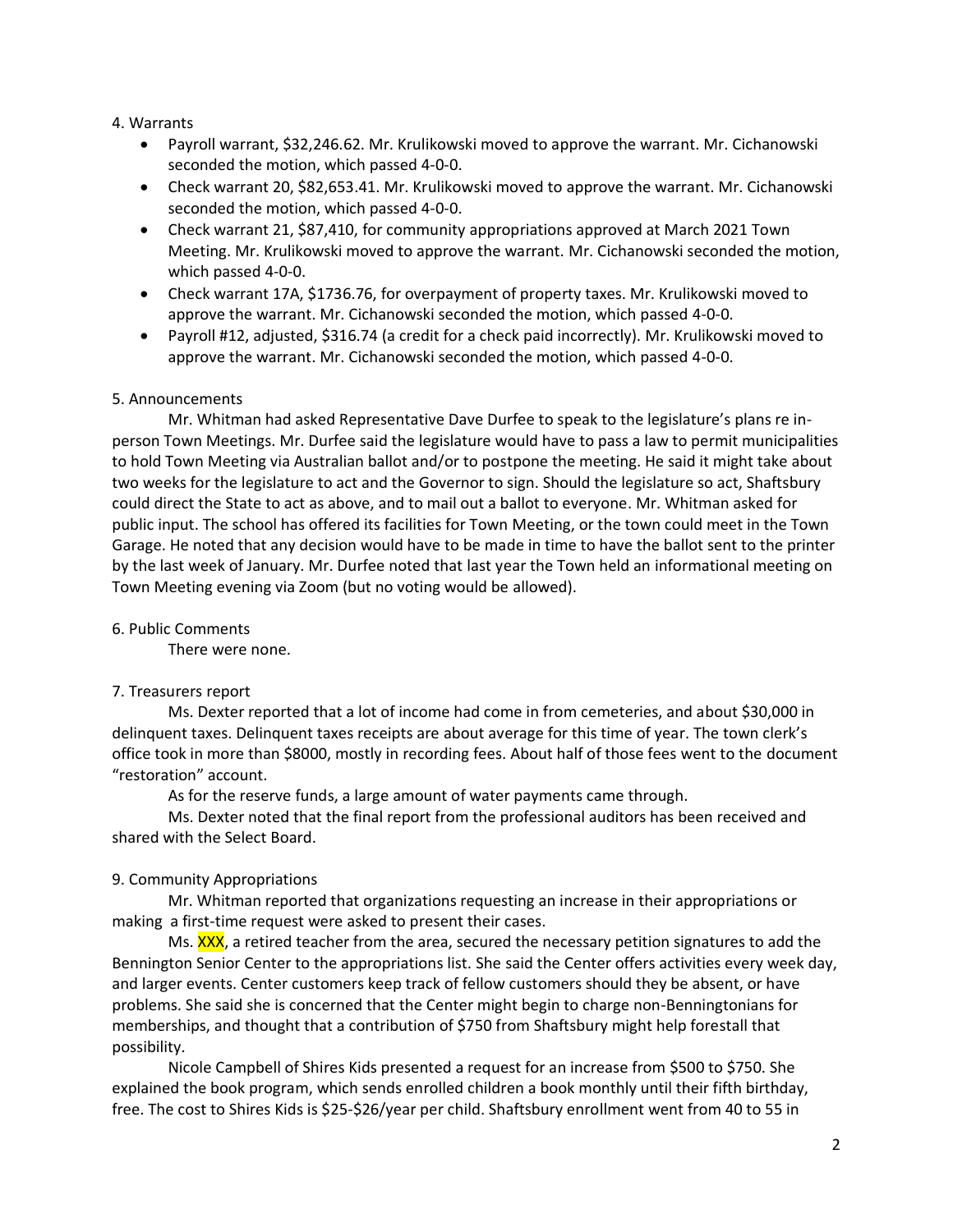4. Warrants

- Payroll warrant, $32,246.62. Mr. Krulikowski moved to approve the warrant. Mr. Cichanowski seconded the motion, which passed 4-0-0.
- Check warrant 20, $82,653.41. Mr. Krulikowski moved to approve the warrant. Mr. Cichanowski seconded the motion, which passed 4-0-0.
- Check warrant 21, $87,410, for community appropriations approved at March 2021 Town Meeting. Mr. Krulikowski moved to approve the warrant. Mr. Cichanowski seconded the motion, which passed 4-0-0.
- Check warrant 17A, $1736.76, for overpayment of property taxes. Mr. Krulikowski moved to approve the warrant. Mr. Cichanowski seconded the motion, which passed 4-0-0.
- Payroll #12, adjusted, $316.74 (a credit for a check paid incorrectly). Mr. Krulikowski moved to approve the warrant. Mr. Cichanowski seconded the motion, which passed 4-0-0.

5. Announcements

Mr. Whitman had asked Representative Dave Durfee to speak to the legislature's plans re in-person Town Meetings. Mr. Durfee said the legislature would have to pass a law to permit municipalities to hold Town Meeting via Australian ballot and/or to postpone the meeting. He said it might take about two weeks for the legislature to act and the Governor to sign. Should the legislature so act, Shaftsbury could direct the State to act as above, and to mail out a ballot to everyone. Mr. Whitman asked for public input. The school has offered its facilities for Town Meeting, or the town could meet in the Town Garage. He noted that any decision would have to be made in time to have the ballot sent to the printer by the last week of January. Mr. Durfee noted that last year the Town held an informational meeting on Town Meeting evening via Zoom (but no voting would be allowed).

6. Public Comments

There were none.

7. Treasurers report

Ms. Dexter reported that a lot of income had come in from cemeteries, and about $30,000 in delinquent taxes. Delinquent taxes receipts are about average for this time of year. The town clerk's office took in more than $8000, mostly in recording fees. About half of those fees went to the document "restoration" account.

As for the reserve funds, a large amount of water payments came through.

Ms. Dexter noted that the final report from the professional auditors has been received and shared with the Select Board.

9. Community Appropriations

Mr. Whitman reported that organizations requesting an increase in their appropriations or making a first-time request were asked to present their cases.

Ms. XXX, a retired teacher from the area, secured the necessary petition signatures to add the Bennington Senior Center to the appropriations list. She said the Center offers activities every week day, and larger events. Center customers keep track of fellow customers should they be absent, or have problems. She said she is concerned that the Center might begin to charge non-Benningtonians for memberships, and thought that a contribution of $750 from Shaftsbury might help forestall that possibility.

Nicole Campbell of Shires Kids presented a request for an increase from $500 to $750. She explained the book program, which sends enrolled children a book monthly until their fifth birthday, free. The cost to Shires Kids is $25-$26/year per child. Shaftsbury enrollment went from 40 to 55 in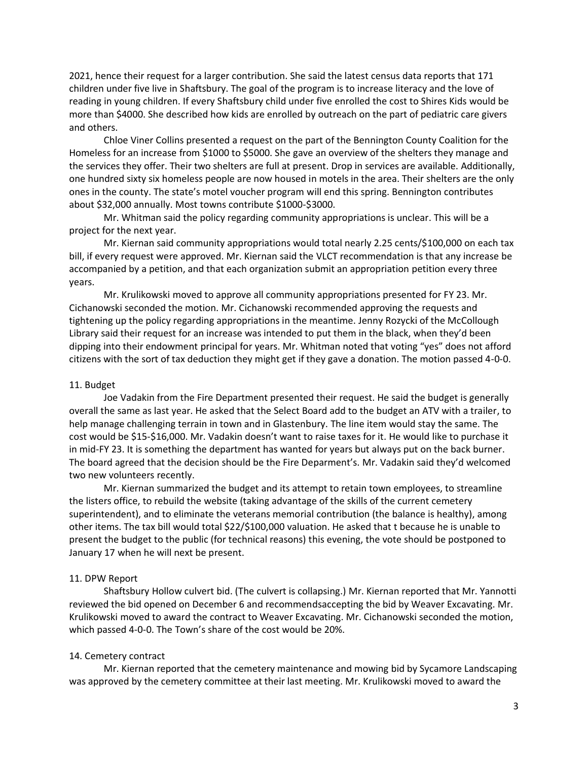2021, hence their request for a larger contribution. She said the latest census data reports that 171 children under five live in Shaftsbury. The goal of the program is to increase literacy and the love of reading in young children. If every Shaftsbury child under five enrolled the cost to Shires Kids would be more than $4000. She described how kids are enrolled by outreach on the part of pediatric care givers and others.

Chloe Viner Collins presented a request on the part of the Bennington County Coalition for the Homeless for an increase from $1000 to $5000. She gave an overview of the shelters they manage and the services they offer. Their two shelters are full at present. Drop in services are available. Additionally, one hundred sixty six homeless people are now housed in motels in the area. Their shelters are the only ones in the county. The state's motel voucher program will end this spring. Bennington contributes about $32,000 annually. Most towns contribute $1000-$3000.

Mr. Whitman said the policy regarding community appropriations is unclear. This will be a project for the next year.

Mr. Kiernan said community appropriations would total nearly 2.25 cents/$100,000 on each tax bill, if every request were approved. Mr. Kiernan said the VLCT recommendation is that any increase be accompanied by a petition, and that each organization submit an appropriation petition every three years.

Mr. Krulikowski moved to approve all community appropriations presented for FY 23. Mr. Cichanowski seconded the motion. Mr. Cichanowski recommended approving the requests and tightening up the policy regarding appropriations in the meantime. Jenny Rozycki of the McCollough Library said their request for an increase was intended to put them in the black, when they'd been dipping into their endowment principal for years. Mr. Whitman noted that voting "yes" does not afford citizens with the sort of tax deduction they might get if they gave a donation. The motion passed 4-0-0.

11. Budget

Joe Vadakin from the Fire Department presented their request. He said the budget is generally overall the same as last year. He asked that the Select Board add to the budget an ATV with a trailer, to help manage challenging terrain in town and in Glastenbury. The line item would stay the same. The cost would be $15-$16,000. Mr. Vadakin doesn't want to raise taxes for it. He would like to purchase it in mid-FY 23. It is something the department has wanted for years but always put on the back burner. The board agreed that the decision should be the Fire Deparment's. Mr. Vadakin said they'd welcomed two new volunteers recently.

Mr. Kiernan summarized the budget and its attempt to retain town employees, to streamline the listers office, to rebuild the website (taking advantage of the skills of the current cemetery superintendent), and to eliminate the veterans memorial contribution (the balance is healthy), among other items. The tax bill would total $22/$100,000 valuation. He asked that t because he is unable to present the budget to the public (for technical reasons) this evening, the vote should be postponed to January 17 when he will next be present.

11. DPW Report

Shaftsbury Hollow culvert bid. (The culvert is collapsing.) Mr. Kiernan reported that Mr. Yannotti reviewed the bid opened on December 6 and recommendsaccepting the bid by Weaver Excavating. Mr. Krulikowski moved to award the contract to Weaver Excavating. Mr. Cichanowski seconded the motion, which passed 4-0-0. The Town's share of the cost would be 20%.

14. Cemetery contract

Mr. Kiernan reported that the cemetery maintenance and mowing bid by Sycamore Landscaping was approved by the cemetery committee at their last meeting. Mr. Krulikowski moved to award the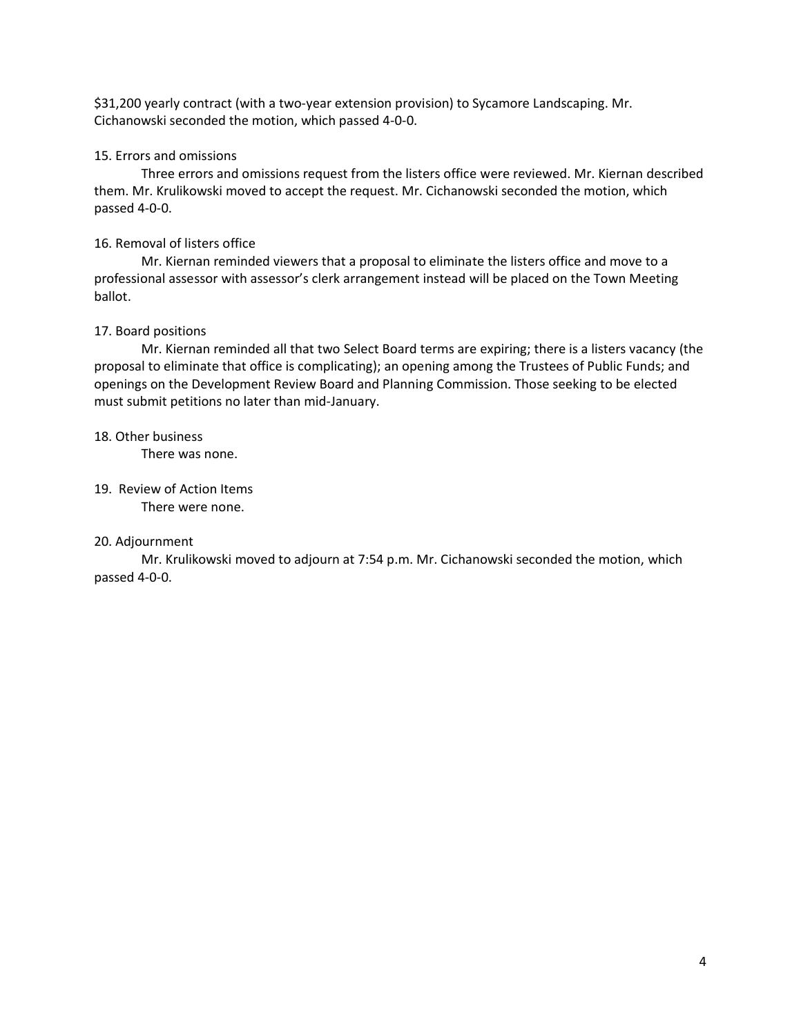$31,200 yearly contract (with a two-year extension provision) to Sycamore Landscaping. Mr. Cichanowski seconded the motion, which passed 4-0-0.

15. Errors and omissions

Three errors and omissions request from the listers office were reviewed. Mr. Kiernan described them. Mr. Krulikowski moved to accept the request. Mr. Cichanowski seconded the motion, which passed 4-0-0.

16. Removal of listers office

Mr. Kiernan reminded viewers that a proposal to eliminate the listers office and move to a professional assessor with assessor's clerk arrangement instead will be placed on the Town Meeting ballot.

17. Board positions

Mr. Kiernan reminded all that two Select Board terms are expiring; there is a listers vacancy (the proposal to eliminate that office is complicating); an opening among the Trustees of Public Funds; and openings on the Development Review Board and Planning Commission. Those seeking to be elected must submit petitions no later than mid-January.

18. Other business

There was none.

19. Review of Action Items

There were none.

20. Adjournment

Mr. Krulikowski moved to adjourn at 7:54 p.m. Mr. Cichanowski seconded the motion, which passed 4-0-0.